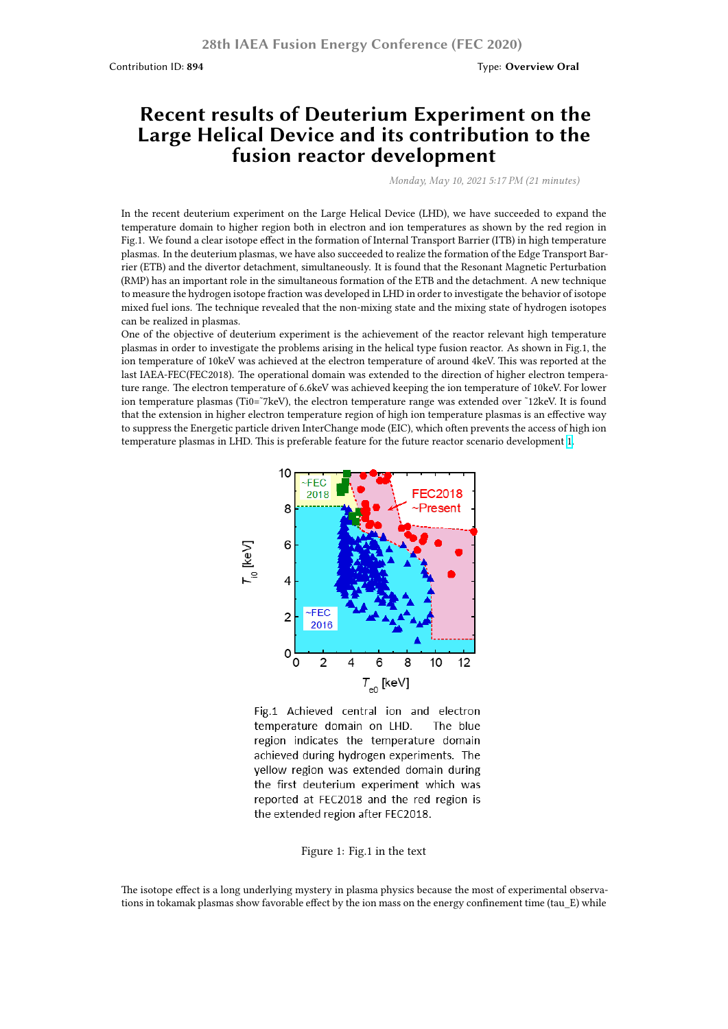Contribution ID: **894**

Type: **Overview Oral**

# Recent results of Deuterium Experiment on the Large Helical Device and its contribution to the fusion reactor development

*Monday, May 10, 2021 5:17 PM (21 minutes)*

In the recent deuterium experiment on the Large Helical Device (LHD), we have succeeded to expand the temperature domain to higher region both in electron and ion temperatures as shown by the red region in Fig.1. We found a clear isotope effect in the formation of Internal Transport Barrier (ITB) in high temperature plasmas. In the deuterium plasmas, we have also succeeded to realize the formation of the Edge Transport Barrier (ETB) and the divertor detachment, simultaneously. It is found that the Resonant Magnetic Perturbation (RMP) has an important role in the simultaneous formation of the ETB and the detachment. A new technique to measure the hydrogen isotope fraction was developed in LHD in order to investigate the behavior of isotope mixed fuel ions. The technique revealed that the non-mixing state and the mixing state of hydrogen isotopes can be realized in plasmas.

One of the objective of deuterium experiment is the achievement of the reactor relevant high temperature plasmas in order to investigate the problems arising in the helical type fusion reactor. As shown in Fig.1, the ion temperature of 10keV was achieved at the electron temperature of around 4keV. This was reported at the last IAEA-FEC(FEC2018). The operational domain was extended to the direction of higher electron temperature range. The electron temperature of 6.6keV was achieved keeping the ion temperature of 10keV. For lower ion temperature plasmas (Ti0=~7keV), the electron temperature range was extended over ~12keV. It is found that the extension in higher electron temperature region of high ion temperature plasmas is an effective way to suppress the Energetic particle driven InterChange mode (EIC), which often prevents the access of high ion temperature plasmas in LHD. This is preferable feature for the future reactor scenario development [1].

Fig.1 Achieved central ion and electron temperature domain on LHD. The blue region indicates the temperature domain achieved during hydrogen experiments. The yellow region was extended domain during the first deuterium experiment which was reported at FEC2018 and the red region is the extended region after FEC2018.

Figure 1: Fig.1 in the text

The isotope effect is a long underlying mystery in plasma physics because the most of experimental observations in tokamak plasmas show favorable effect by the ion mass on the energy confinement time (tau_E) while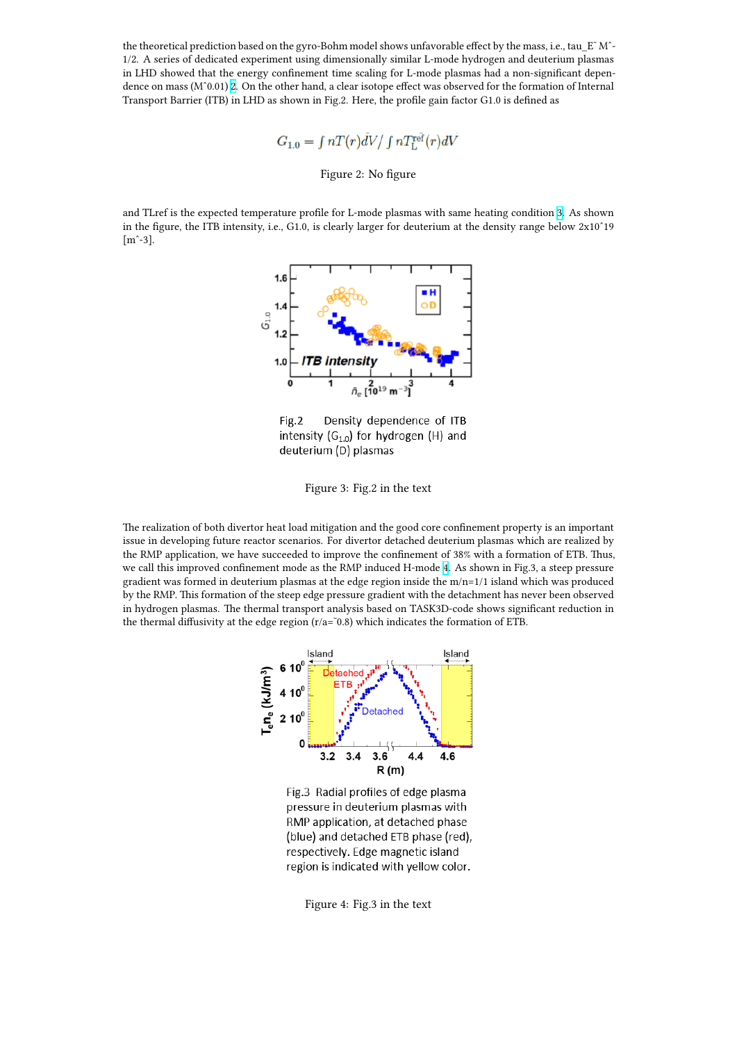the theoretical prediction based on the gyro-Bohm model shows unfavorable effect by the mass, i.e., tau_E˜ Mˆ-1/2. A series of dedicated experiment using dimensionally similar L-mode hydrogen and deuterium plasmas in LHD showed that the energy confinement time scaling for L-mode plasmas had a non-significant dependence on mass (Mˆ0.01) [2]. On the other hand, a clear isotope effect was observed for the formation of Internal Transport Barrier (ITB) in LHD as shown in Fig.2. Here, the profile gain factor G1.0 is defined as

$$G_{1.0} = \int nT(r)dV / \int nT_{\mathrm{L}}^{\mathrm{ref}}(r)dV$$

Figure 2: No figure

and TLref is the expected temperature profile for L-mode plasmas with same heating condition [3]. As shown in the figure, the ITB intensity, i.e., G1.0, is clearly larger for deuterium at the density range below 2x10ˆ19 [mˆ-3].

Fig.2 Density dependence of ITB intensity ($G_{1.0}$) for hydrogen (H) and deuterium (D) plasmas

Figure 3: Fig.2 in the text

The realization of both divertor heat load mitigation and the good core confinement property is an important issue in developing future reactor scenarios. For divertor detached deuterium plasmas which are realized by the RMP application, we have succeeded to improve the confinement of 38% with a formation of ETB. Thus, we call this improved confinement mode as the RMP induced H-mode [4]. As shown in Fig.3, a steep pressure gradient was formed in deuterium plasmas at the edge region inside the m/n=1/1 island which was produced by the RMP. This formation of the steep edge pressure gradient with the detachment has never been observed in hydrogen plasmas. The thermal transport analysis based on TASK3D-code shows significant reduction in the thermal diffusivity at the edge region (r/a=˜0.8) which indicates the formation of ETB.

Fig.3 Radial profiles of edge plasma pressure in deuterium plasmas with RMP application, at detached phase (blue) and detached ETB phase (red), respectively. Edge magnetic island region is indicated with yellow color.

Figure 4: Fig.3 in the text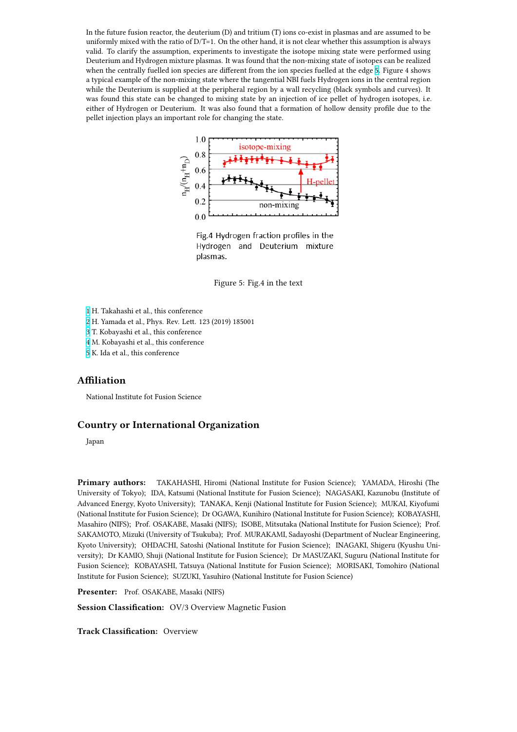In the future fusion reactor, the deuterium (D) and tritium (T) ions co-exist in plasmas and are assumed to be uniformly mixed with the ratio of D/T=1. On the other hand, it is not clear whether this assumption is always valid. To clarify the assumption, experiments to investigate the isotope mixing state were performed using Deuterium and Hydrogen mixture plasmas. It was found that the non-mixing state of isotopes can be realized when the centrally fuelled ion species are different from the ion species fuelled at the edge 5. Figure 4 shows a typical example of the non-mixing state where the tangential NBI fuels Hydrogen ions in the central region while the Deuterium is supplied at the peripheral region by a wall recycling (black symbols and curves). It was found this state can be changed to mixing state by an injection of ice pellet of hydrogen isotopes, i.e. either of Hydrogen or Deuterium. It was also found that a formation of hollow density profile due to the pellet injection plays an important role for changing the state.

$n_H/(n_H+n_D)$
1.0
0.8
0.6
0.4
0.2
0.0
isotope-mixing
H-pellet
non-mixing

Fig.4 Hydrogen fraction profiles in the Hydrogen and Deuterium mixture plasmas.

Figure 5: Fig.4 in the text

1 H. Takahashi et al., this conference
2 H. Yamada et al., Phys. Rev. Lett. 123 (2019) 185001
3 T. Kobayashi et al., this conference
4 M. Kobayashi et al., this conference
5 K. Ida et al., this conference

## Affiliation

National Institute fot Fusion Science

## Country or International Organization

Japan

**Primary authors:** TAKAHASHI, Hiromi (National Institute for Fusion Science); YAMADA, Hiroshi (The University of Tokyo); IDA, Katsumi (National Institute for Fusion Science); NAGASAKI, Kazunobu (Institute of Advanced Energy, Kyoto University); TANAKA, Kenji (National Institute for Fusion Science); MUKAI, Kiyofumi (National Institute for Fusion Science); Dr OGAWA, Kunihiro (National Institute for Fusion Science); KOBAYASHI, Masahiro (NIFS); Prof. OSAKABE, Masaki (NIFS); ISOBE, Mitsutaka (National Institute for Fusion Science); Prof. SAKAMOTO, Mizuki (University of Tsukuba); Prof. MURAKAMI, Sadayoshi (Department of Nuclear Engineering, Kyoto University); OHDACHI, Satoshi (National Institute for Fusion Science); INAGAKI, Shigeru (Kyushu University); Dr KAMIO, Shuji (National Institute for Fusion Science); Dr MASUZAKI, Suguru (National Institute for Fusion Science); KOBAYASHI, Tatsuya (National Institute for Fusion Science); MORISAKI, Tomohiro (National Institute for Fusion Science); SUZUKI, Yasuhiro (National Institute for Fusion Science)

**Presenter:** Prof. OSAKABE, Masaki (NIFS)

**Session Classification:** OV/3 Overview Magnetic Fusion

**Track Classification:** Overview